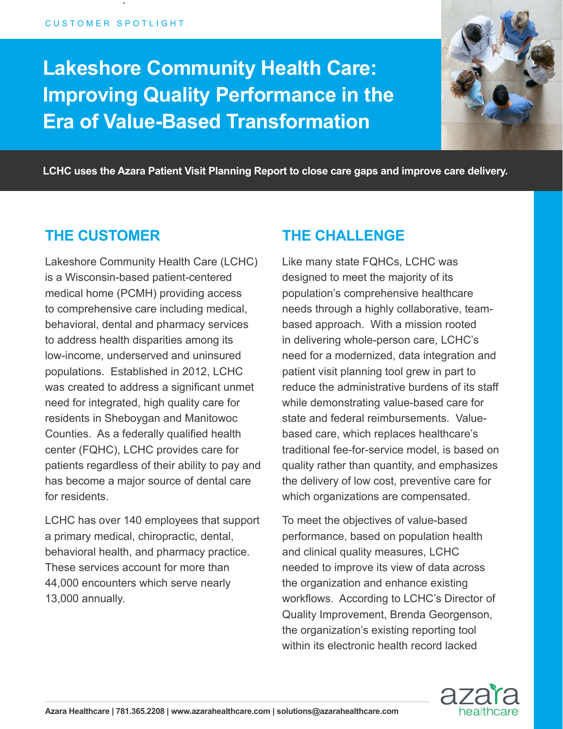CUSTOMER SPOTLIGHT

# Lakeshore Community Health Care: Improving Quality Performance in the Era of Value-Based Transformation

**LCHC uses the Azara Patient Visit Planning Report to close care gaps and improve care delivery.**

## THE CUSTOMER

Lakeshore Community Health Care (LCHC) is a Wisconsin-based patient-centered medical home (PCMH) providing access to comprehensive care including medical, behavioral, dental and pharmacy services to address health disparities among its low-income, underserved and uninsured populations. Established in 2012, LCHC was created to address a significant unmet need for integrated, high quality care for residents in Sheboygan and Manitowoc Counties. As a federally qualified health center (FQHC), LCHC provides care for patients regardless of their ability to pay and has become a major source of dental care for residents.

LCHC has over 140 employees that support a primary medical, chiropractic, dental, behavioral health, and pharmacy practice. These services account for more than 44,000 encounters which serve nearly 13,000 annually.

## THE CHALLENGE

Like many state FQHCs, LCHC was designed to meet the majority of its population's comprehensive healthcare needs through a highly collaborative, team-based approach. With a mission rooted in delivering whole-person care, LCHC's need for a modernized, data integration and patient visit planning tool grew in part to reduce the administrative burdens of its staff while demonstrating value-based care for state and federal reimbursements. Value-based care, which replaces healthcare's traditional fee-for-service model, is based on quality rather than quantity, and emphasizes the delivery of low cost, preventive care for which organizations are compensated.

To meet the objectives of value-based performance, based on population health and clinical quality measures, LCHC needed to improve its view of data across the organization and enhance existing workflows. According to LCHC's Director of Quality Improvement, Brenda Georgenson, the organization's existing reporting tool within its electronic health record lacked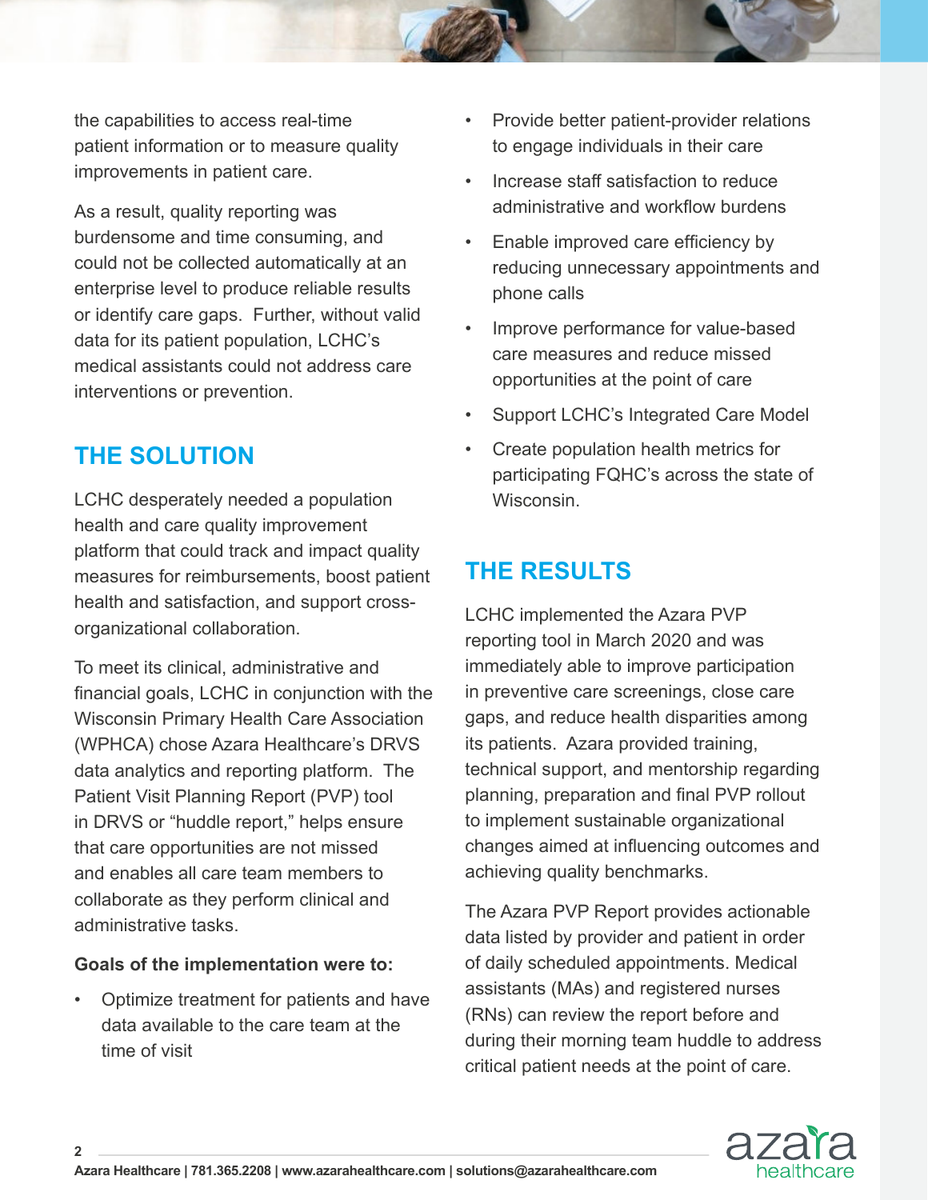the capabilities to access real-time patient information or to measure quality improvements in patient care.

As a result, quality reporting was burdensome and time consuming, and could not be collected automatically at an enterprise level to produce reliable results or identify care gaps. Further, without valid data for its patient population, LCHC's medical assistants could not address care interventions or prevention.

## THE SOLUTION

LCHC desperately needed a population health and care quality improvement platform that could track and impact quality measures for reimbursements, boost patient health and satisfaction, and support cross-organizational collaboration.

To meet its clinical, administrative and financial goals, LCHC in conjunction with the Wisconsin Primary Health Care Association (WPHCA) chose Azara Healthcare's DRVS data analytics and reporting platform. The Patient Visit Planning Report (PVP) tool in DRVS or "huddle report," helps ensure that care opportunities are not missed and enables all care team members to collaborate as they perform clinical and administrative tasks.

**Goals of the implementation were to:**

- Optimize treatment for patients and have data available to the care team at the time of visit
- Provide better patient-provider relations to engage individuals in their care
- Increase staff satisfaction to reduce administrative and workflow burdens
- Enable improved care efficiency by reducing unnecessary appointments and phone calls
- Improve performance for value-based care measures and reduce missed opportunities at the point of care
- Support LCHC's Integrated Care Model
- Create population health metrics for participating FQHC's across the state of Wisconsin.

## THE RESULTS

LCHC implemented the Azara PVP reporting tool in March 2020 and was immediately able to improve participation in preventive care screenings, close care gaps, and reduce health disparities among its patients. Azara provided training, technical support, and mentorship regarding planning, preparation and final PVP rollout to implement sustainable organizational changes aimed at influencing outcomes and achieving quality benchmarks.

The Azara PVP Report provides actionable data listed by provider and patient in order of daily scheduled appointments. Medical assistants (MAs) and registered nurses (RNs) can review the report before and during their morning team huddle to address critical patient needs at the point of care.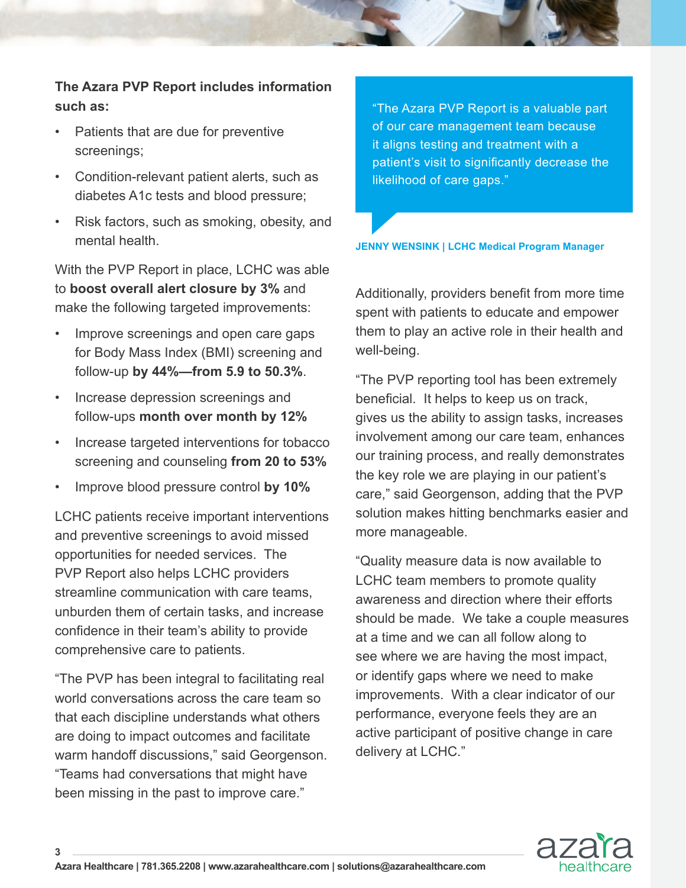**The Azara PVP Report includes information such as:**

- Patients that are due for preventive screenings;
- Condition-relevant patient alerts, such as diabetes A1c tests and blood pressure;
- Risk factors, such as smoking, obesity, and mental health.

With the PVP Report in place, LCHC was able to **boost overall alert closure by 3%** and make the following targeted improvements:

- Improve screenings and open care gaps for Body Mass Index (BMI) screening and follow-up **by 44%—from 5.9 to 50.3%**.
- Increase depression screenings and follow-ups **month over month by 12%**
- Increase targeted interventions for tobacco screening and counseling **from 20 to 53%**
- Improve blood pressure control **by 10%**

LCHC patients receive important interventions and preventive screenings to avoid missed opportunities for needed services. The PVP Report also helps LCHC providers streamline communication with care teams, unburden them of certain tasks, and increase confidence in their team's ability to provide comprehensive care to patients.

"The PVP has been integral to facilitating real world conversations across the care team so that each discipline understands what others are doing to impact outcomes and facilitate warm handoff discussions," said Georgenson. "Teams had conversations that might have been missing in the past to improve care."

> "The Azara PVP Report is a valuable part of our care management team because it aligns testing and treatment with a patient's visit to significantly decrease the likelihood of care gaps."

**JENNY WENSINK | LCHC Medical Program Manager**

Additionally, providers benefit from more time spent with patients to educate and empower them to play an active role in their health and well-being.

"The PVP reporting tool has been extremely beneficial. It helps to keep us on track, gives us the ability to assign tasks, increases involvement among our care team, enhances our training process, and really demonstrates the key role we are playing in our patient's care," said Georgenson, adding that the PVP solution makes hitting benchmarks easier and more manageable.

"Quality measure data is now available to LCHC team members to promote quality awareness and direction where their efforts should be made. We take a couple measures at a time and we can all follow along to see where we are having the most impact, or identify gaps where we need to make improvements. With a clear indicator of our performance, everyone feels they are an active participant of positive change in care delivery at LCHC."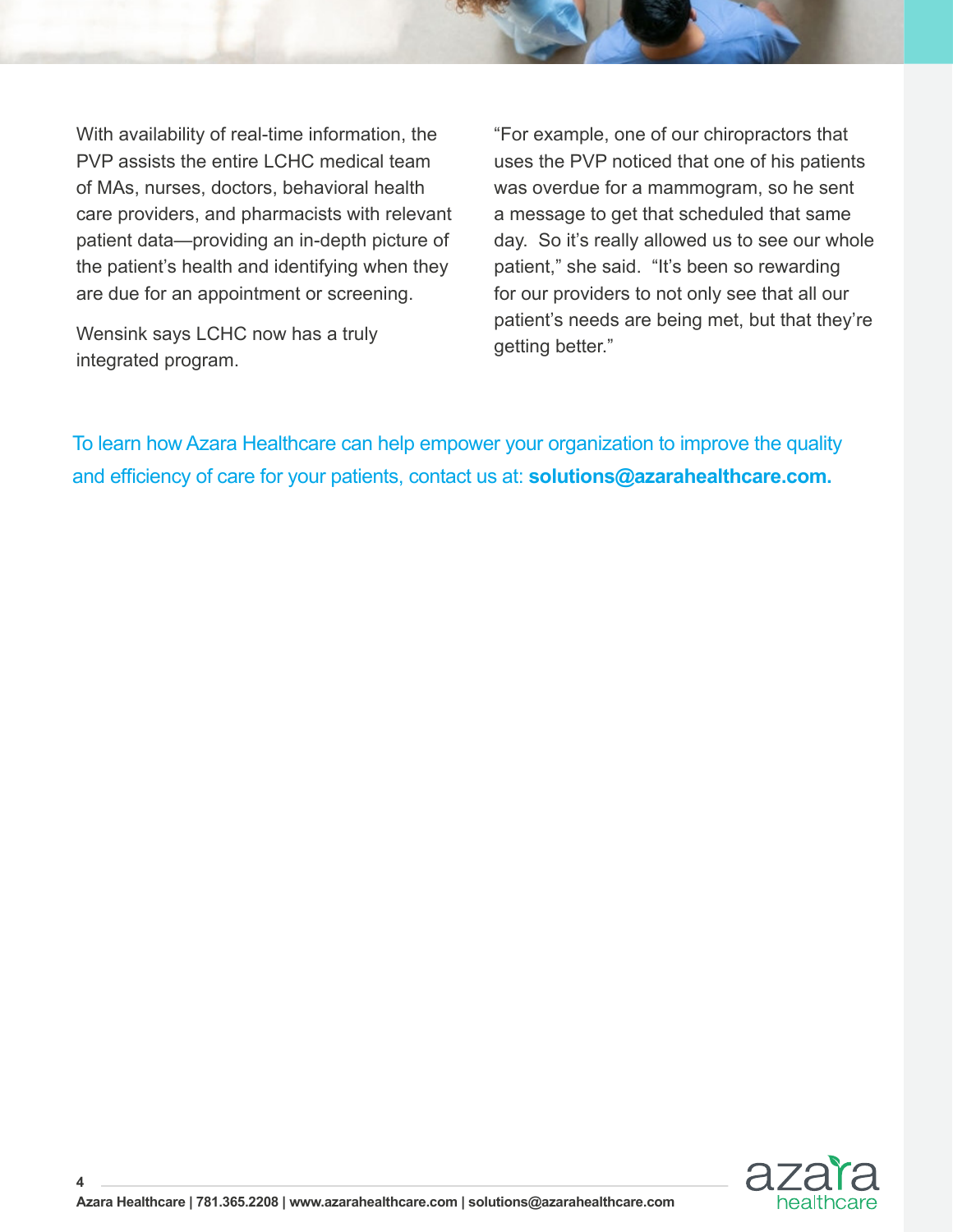With availability of real-time information, the PVP assists the entire LCHC medical team of MAs, nurses, doctors, behavioral health care providers, and pharmacists with relevant patient data—providing an in-depth picture of the patient's health and identifying when they are due for an appointment or screening.

Wensink says LCHC now has a truly integrated program.

"For example, one of our chiropractors that uses the PVP noticed that one of his patients was overdue for a mammogram, so he sent a message to get that scheduled that same day. So it's really allowed us to see our whole patient," she said. "It's been so rewarding for our providers to not only see that all our patient's needs are being met, but that they're getting better."

To learn how Azara Healthcare can help empower your organization to improve the quality and efficiency of care for your patients, contact us at: **solutions@azarahealthcare.com.**